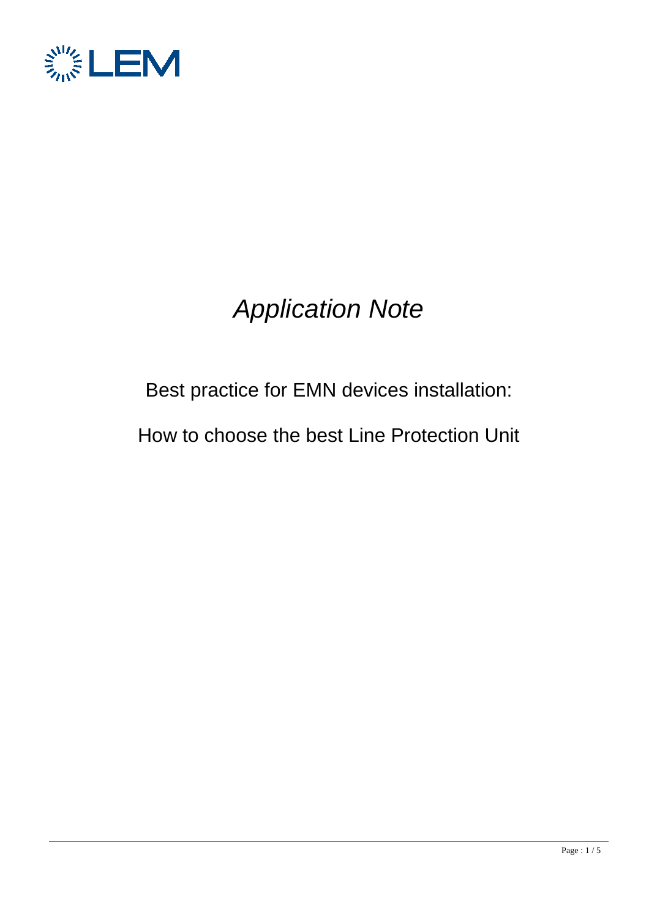# *Application Note*

## Best practice for EMN devices installation:

## How to choose the best Line Protection Unit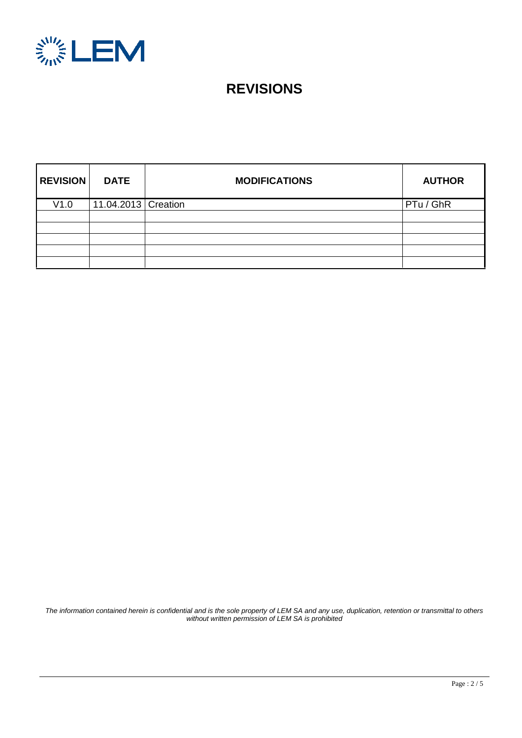# REVISIONS

| REVISION | DATE | MODIFICATIONS | AUTHOR |
|---|---|---|---|
| V1.0 | 11.04.2013 | Creation | PTu / GhR |
| | | | |
| | | | |
| | | | |
| | | | |
| | | | |

*The information contained herein is confidential and is the sole property of LEM SA and any use, duplication, retention or transmittal to others without written permission of LEM SA is prohibited*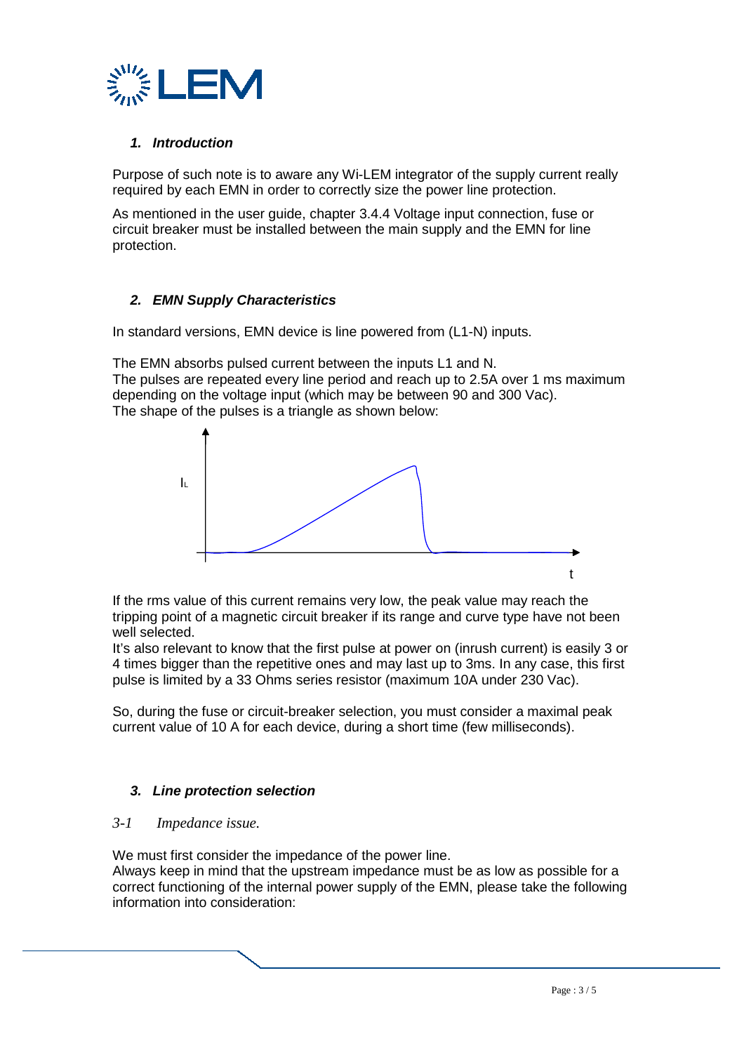## 1. Introduction

Purpose of such note is to aware any Wi-LEM integrator of the supply current really required by each EMN in order to correctly size the power line protection.

As mentioned in the user guide, chapter 3.4.4 Voltage input connection, fuse or circuit breaker must be installed between the main supply and the EMN for line protection.

## 2. EMN Supply Characteristics

In standard versions, EMN device is line powered from (L1-N) inputs.

The EMN absorbs pulsed current between the inputs L1 and N.
The pulses are repeated every line period and reach up to 2.5A over 1 ms maximum depending on the voltage input (which may be between 90 and 300 Vac).
The shape of the pulses is a triangle as shown below:

If the rms value of this current remains very low, the peak value may reach the tripping point of a magnetic circuit breaker if its range and curve type have not been well selected.
It's also relevant to know that the first pulse at power on (inrush current) is easily 3 or 4 times bigger than the repetitive ones and may last up to 3ms. In any case, this first pulse is limited by a 33 Ohms series resistor (maximum 10A under 230 Vac).

So, during the fuse or circuit-breaker selection, you must consider a maximal peak current value of 10 A for each device, during a short time (few milliseconds).

## 3. Line protection selection

### *3-1 Impedance issue.*

We must first consider the impedance of the power line.
Always keep in mind that the upstream impedance must be as low as possible for a correct functioning of the internal power supply of the EMN, please take the following information into consideration: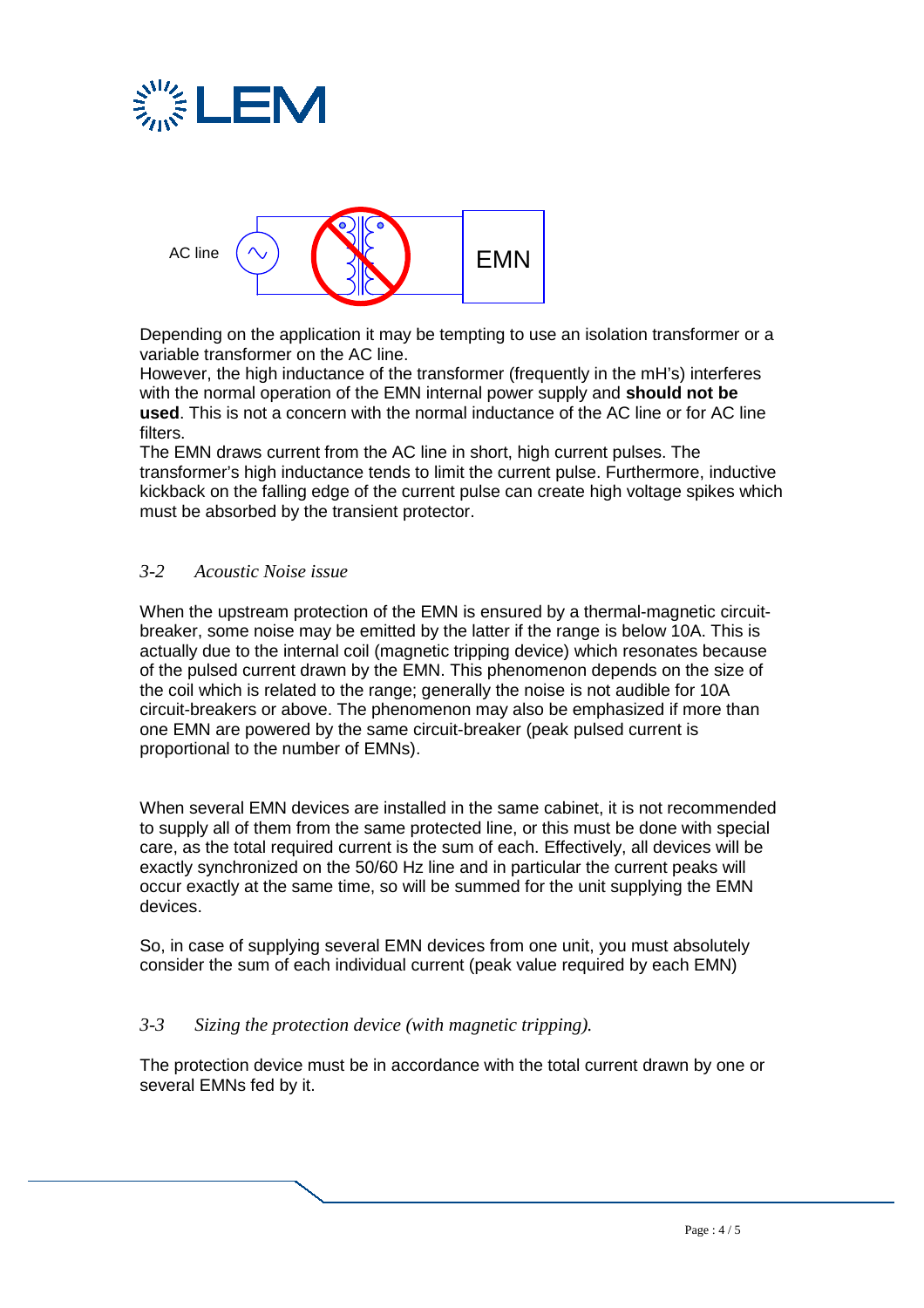Depending on the application it may be tempting to use an isolation transformer or a variable transformer on the AC line.
However, the high inductance of the transformer (frequently in the mH's) interferes with the normal operation of the EMN internal power supply and **should not be used**. This is not a concern with the normal inductance of the AC line or for AC line filters.
The EMN draws current from the AC line in short, high current pulses. The transformer's high inductance tends to limit the current pulse. Furthermore, inductive kickback on the falling edge of the current pulse can create high voltage spikes which must be absorbed by the transient protector.

### *3-2 Acoustic Noise issue*

When the upstream protection of the EMN is ensured by a thermal-magnetic circuit-breaker, some noise may be emitted by the latter if the range is below 10A. This is actually due to the internal coil (magnetic tripping device) which resonates because of the pulsed current drawn by the EMN. This phenomenon depends on the size of the coil which is related to the range; generally the noise is not audible for 10A circuit-breakers or above. The phenomenon may also be emphasized if more than one EMN are powered by the same circuit-breaker (peak pulsed current is proportional to the number of EMNs).

When several EMN devices are installed in the same cabinet, it is not recommended to supply all of them from the same protected line, or this must be done with special care, as the total required current is the sum of each. Effectively, all devices will be exactly synchronized on the 50/60 Hz line and in particular the current peaks will occur exactly at the same time, so will be summed for the unit supplying the EMN devices.

So, in case of supplying several EMN devices from one unit, you must absolutely consider the sum of each individual current (peak value required by each EMN)

### *3-3 Sizing the protection device (with magnetic tripping).*

The protection device must be in accordance with the total current drawn by one or several EMNs fed by it.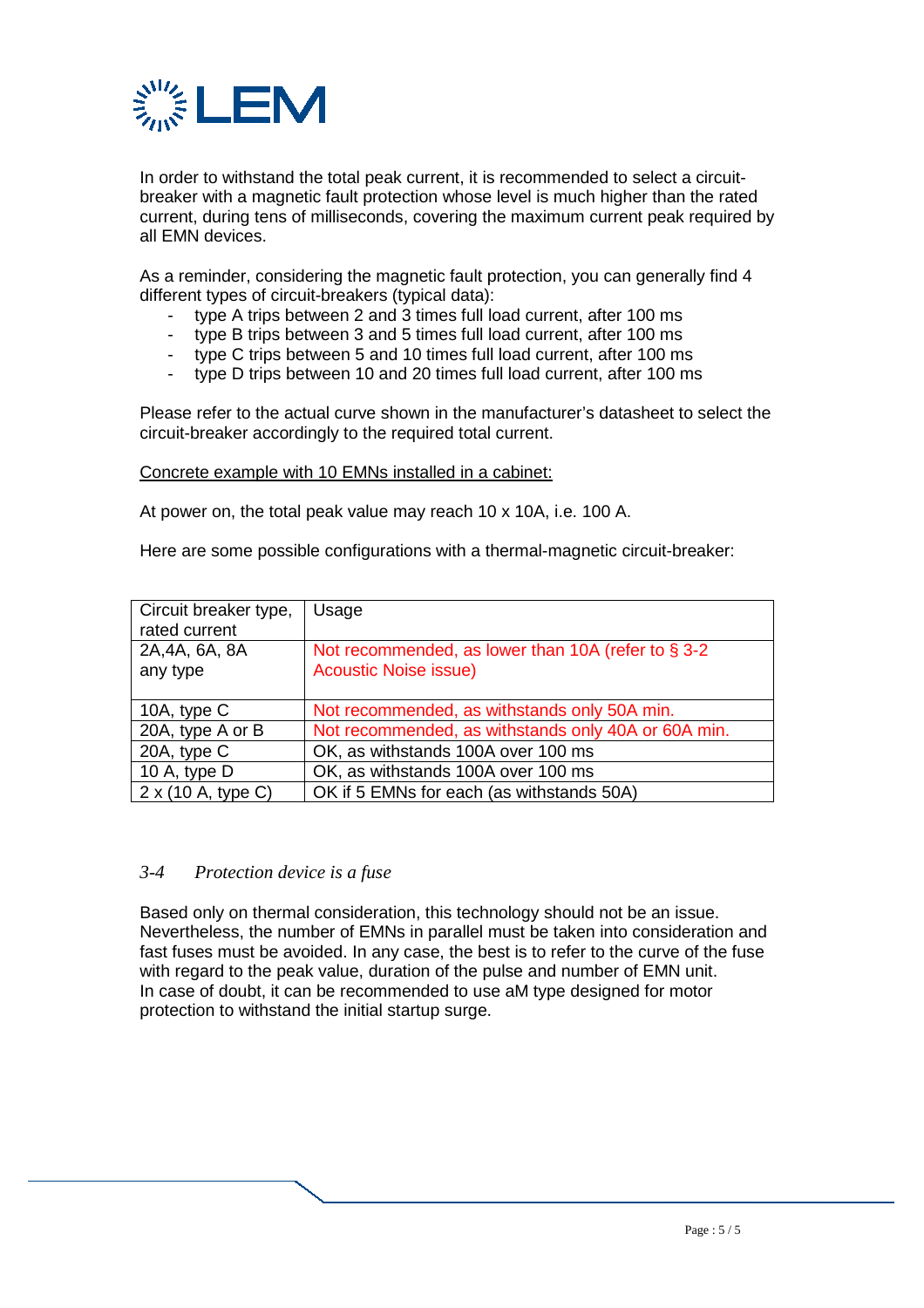In order to withstand the total peak current, it is recommended to select a circuit-breaker with a magnetic fault protection whose level is much higher than the rated current, during tens of milliseconds, covering the maximum current peak required by all EMN devices.

As a reminder, considering the magnetic fault protection, you can generally find 4 different types of circuit-breakers (typical data):

- type A trips between 2 and 3 times full load current, after 100 ms
- type B trips between 3 and 5 times full load current, after 100 ms
- type C trips between 5 and 10 times full load current, after 100 ms
- type D trips between 10 and 20 times full load current, after 100 ms

Please refer to the actual curve shown in the manufacturer's datasheet to select the circuit-breaker accordingly to the required total current.

<u>Concrete example with 10 EMNs installed in a cabinet:</u>

At power on, the total peak value may reach 10 x 10A, i.e. 100 A.

Here are some possible configurations with a thermal-magnetic circuit-breaker:

| Circuit breaker type, rated current | Usage |
|---|---|
| 2A,4A, 6A, 8A any type | Not recommended, as lower than 10A (refer to § 3-2 Acoustic Noise issue) |
| 10A, type C | Not recommended, as withstands only 50A min. |
| 20A, type A or B | Not recommended, as withstands only 40A or 60A min. |
| 20A, type C | OK, as withstands 100A over 100 ms |
| 10 A, type D | OK, as withstands 100A over 100 ms |
| 2 x (10 A, type C) | OK if 5 EMNs for each (as withstands 50A) |

### *3-4 Protection device is a fuse*

Based only on thermal consideration, this technology should not be an issue. Nevertheless, the number of EMNs in parallel must be taken into consideration and fast fuses must be avoided. In any case, the best is to refer to the curve of the fuse with regard to the peak value, duration of the pulse and number of EMN unit.
In case of doubt, it can be recommended to use aM type designed for motor protection to withstand the initial startup surge.